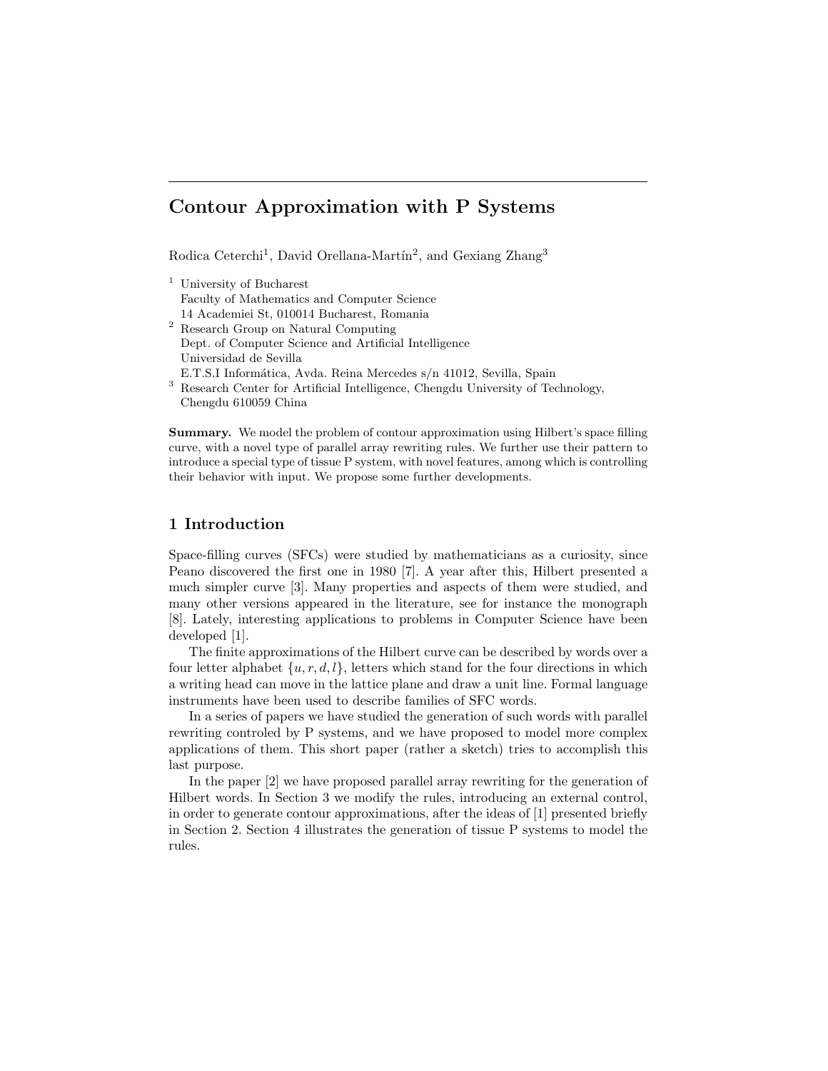# Contour Approximation with P Systems

Rodica Ceterchi[1], David Orellana-Martín[2], and Gexiang Zhang[3]

[1] University of Bucharest
Faculty of Mathematics and Computer Science
14 Academiei St, 010014 Bucharest, Romania

[2] Research Group on Natural Computing
Dept. of Computer Science and Artificial Intelligence
Universidad de Sevilla
E.T.S.I Informática, Avda. Reina Mercedes s/n 41012, Sevilla, Spain

[3] Research Center for Artificial Intelligence, Chengdu University of Technology,
Chengdu 610059 China

**Summary.** We model the problem of contour approximation using Hilbert's space filling curve, with a novel type of parallel array rewriting rules. We further use their pattern to introduce a special type of tissue P system, with novel features, among which is controlling their behavior with input. We propose some further developments.

## 1 Introduction

Space-filling curves (SFCs) were studied by mathematicians as a curiosity, since Peano discovered the first one in 1980 [7]. A year after this, Hilbert presented a much simpler curve [3]. Many properties and aspects of them were studied, and many other versions appeared in the literature, see for instance the monograph [8]. Lately, interesting applications to problems in Computer Science have been developed [1].

The finite approximations of the Hilbert curve can be described by words over a four letter alphabet $\{u, r, d, l\}$, letters which stand for the four directions in which a writing head can move in the lattice plane and draw a unit line. Formal language instruments have been used to describe families of SFC words.

In a series of papers we have studied the generation of such words with parallel rewriting controled by P systems, and we have proposed to model more complex applications of them. This short paper (rather a sketch) tries to accomplish this last purpose.

In the paper [2] we have proposed parallel array rewriting for the generation of Hilbert words. In Section 3 we modify the rules, introducing an external control, in order to generate contour approximations, after the ideas of [1] presented briefly in Section 2. Section 4 illustrates the generation of tissue P systems to model the rules.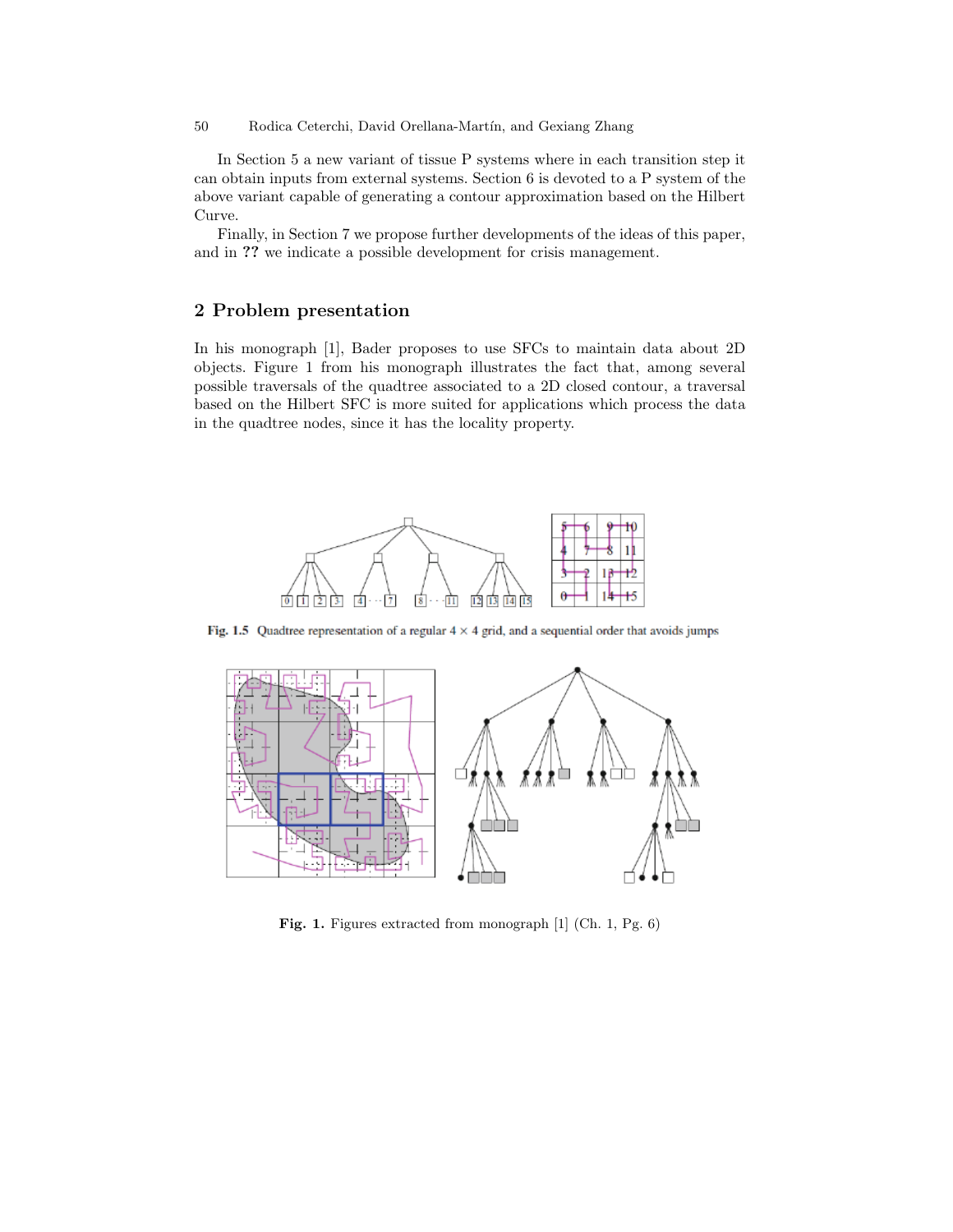In Section 5 a new variant of tissue P systems where in each transition step it can obtain inputs from external systems. Section 6 is devoted to a P system of the above variant capable of generating a contour approximation based on the Hilbert Curve.

Finally, in Section 7 we propose further developments of the ideas of this paper, and in **??** we indicate a possible development for crisis management.

## 2 Problem presentation

In his monograph [1], Bader proposes to use SFCs to maintain data about 2D objects. Figure 1 from his monograph illustrates the fact that, among several possible traversals of the quadtree associated to a 2D closed contour, a traversal based on the Hilbert SFC is more suited for applications which process the data in the quadtree nodes, since it has the locality property.

**Fig. 1.5** Quadtree representation of a regular 4 × 4 grid, and a sequential order that avoids jumps

**Fig. 1.** Figures extracted from monograph [1] (Ch. 1, Pg. 6)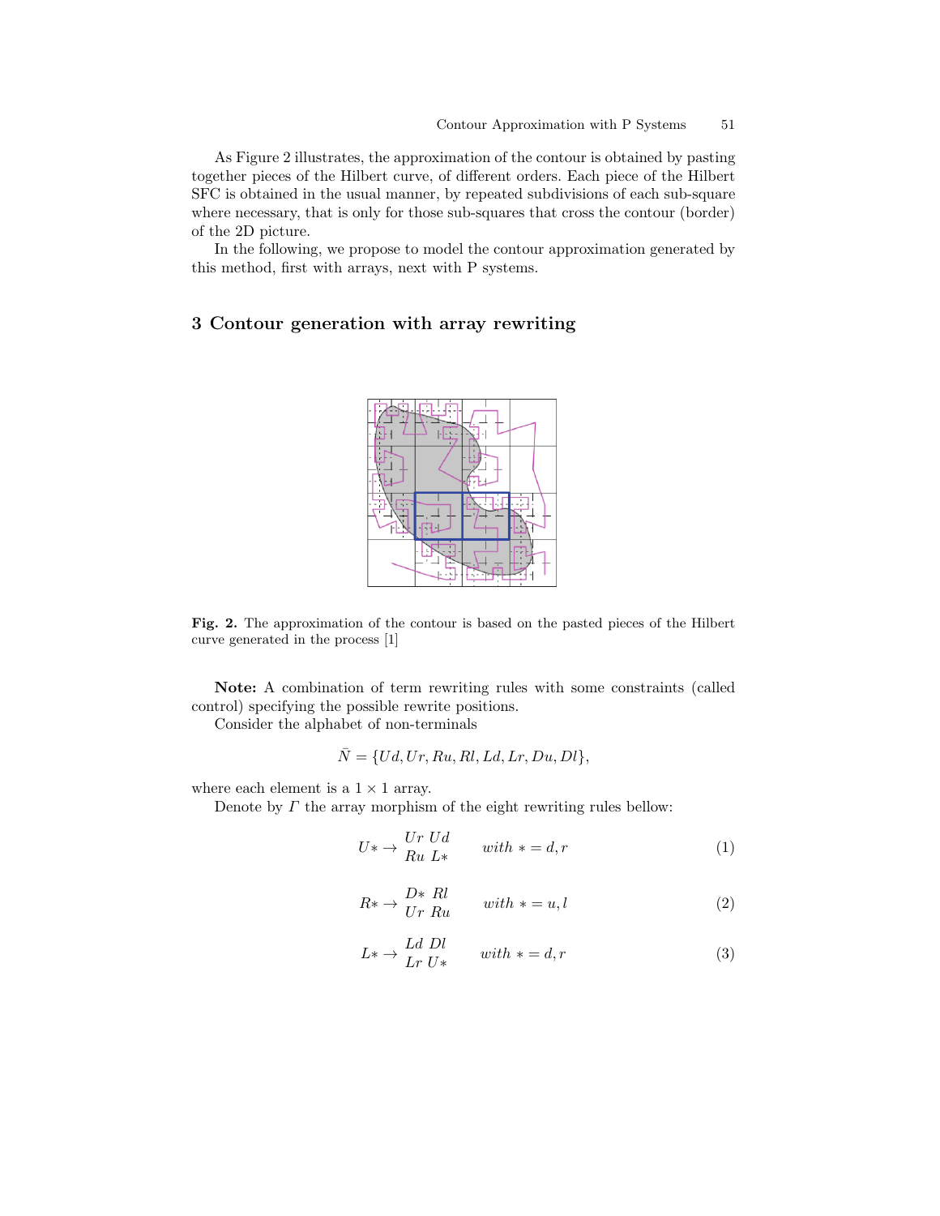As Figure 2 illustrates, the approximation of the contour is obtained by pasting together pieces of the Hilbert curve, of different orders. Each piece of the Hilbert SFC is obtained in the usual manner, by repeated subdivisions of each sub-square where necessary, that is only for those sub-squares that cross the contour (border) of the 2D picture.

In the following, we propose to model the contour approximation generated by this method, first with arrays, next with P systems.

## 3 Contour generation with array rewriting

**Fig. 2.** The approximation of the contour is based on the pasted pieces of the Hilbert curve generated in the process [1]

**Note:** A combination of term rewriting rules with some constraints (called control) specifying the possible rewrite positions.

Consider the alphabet of non-terminals

$$\bar{N} = \{Ud, Ur, Ru, Rl, Ld, Lr, Du, Dl\},$$

where each element is a $1 \times 1$ array.

Denote by $\Gamma$ the array morphism of the eight rewriting rules bellow:

$$U* \rightarrow \begin{matrix} Ur & Ud \\ Ru & L* \end{matrix} \qquad with\ * = d, r \tag{1}$$

$$R* \rightarrow \begin{matrix} D* & Rl \\ Ur & Ru \end{matrix} \qquad with\ * = u, l \tag{2}$$

$$L* \rightarrow \begin{matrix} Ld & Dl \\ Lr & U* \end{matrix} \qquad with\ * = d, r \tag{3}$$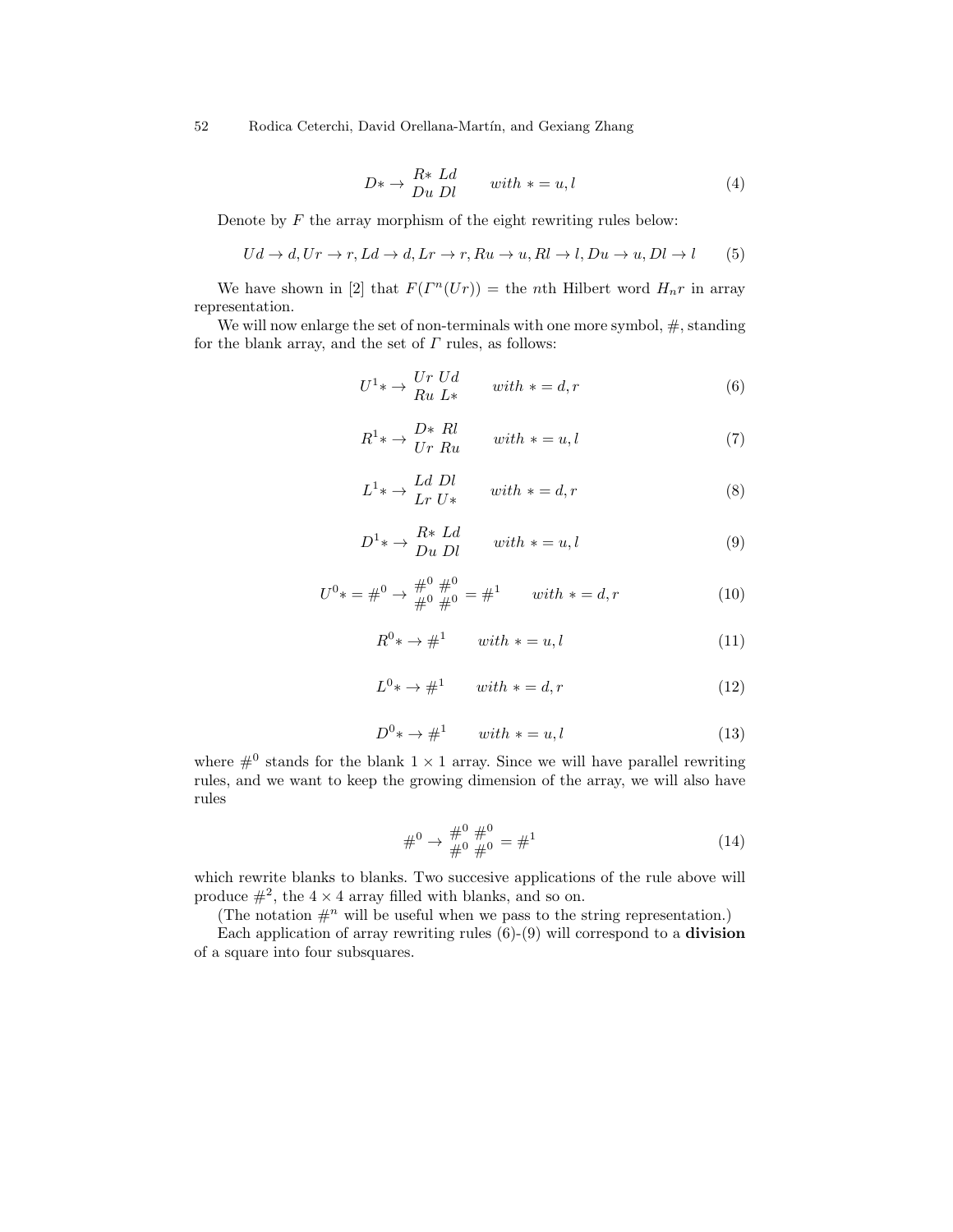$$D* \rightarrow \begin{array}{c} R* \ Ld \\ Du \ Dl \end{array} \qquad with * = u, l \tag{4}$$

Denote by $F$ the array morphism of the eight rewriting rules below:

$$Ud \rightarrow d, Ur \rightarrow r, Ld \rightarrow d, Lr \rightarrow r, Ru \rightarrow u, Rl \rightarrow l, Du \rightarrow u, Dl \rightarrow l \tag{5}$$

We have shown in [2] that $F(\Gamma^n(Ur))$ = the $n$th Hilbert word $H_n r$ in array representation.

We will now enlarge the set of non-terminals with one more symbol, $\#$, standing for the blank array, and the set of $\Gamma$ rules, as follows:

$$U^1* \rightarrow \begin{array}{c} Ur \ Ud \\ Ru \ L* \end{array} \qquad with * = d, r \tag{6}$$

$$R^1* \rightarrow \begin{array}{c} D* \ Rl \\ Ur \ Ru \end{array} \qquad with * = u, l \tag{7}$$

$$L^1* \rightarrow \begin{array}{c} Ld \ Dl \\ Lr \ U* \end{array} \qquad with * = d, r \tag{8}$$

$$D^1* \rightarrow \begin{array}{c} R* \ Ld \\ Du \ Dl \end{array} \qquad with * = u, l \tag{9}$$

$$U^0* = \#^0 \rightarrow \begin{array}{c} \#^0 \ \#^0 \\ \#^0 \ \#^0 \end{array} = \#^1 \qquad with * = d, r \tag{10}$$

$$R^0* \rightarrow \#^1 \qquad with * = u, l \tag{11}$$

$$L^0* \rightarrow \#^1 \qquad with * = d, r \tag{12}$$

$$D^0* \rightarrow \#^1 \qquad with * = u, l \tag{13}$$

where $\#^0$ stands for the blank $1 \times 1$ array. Since we will have parallel rewriting rules, and we want to keep the growing dimension of the array, we will also have rules

$$\#^0 \rightarrow \begin{array}{c} \#^0 \ \#^0 \\ \#^0 \ \#^0 \end{array} = \#^1 \tag{14}$$

which rewrite blanks to blanks. Two succesive applications of the rule above will produce $\#^2$, the $4 \times 4$ array filled with blanks, and so on.

(The notation $\#^n$ will be useful when we pass to the string representation.)

Each application of array rewriting rules (6)-(9) will correspond to a **division** of a square into four subsquares.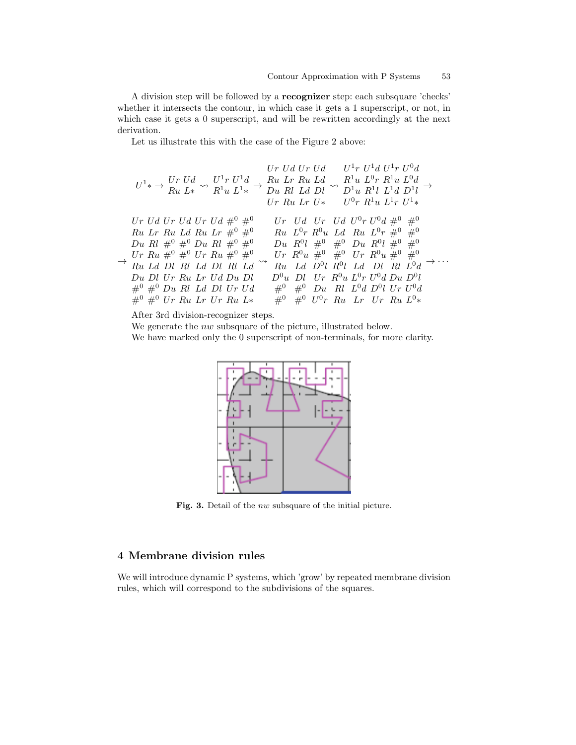A division step will be followed by a **recognizer** step: each subsquare 'checks' whether it intersects the contour, in which case it gets a 1 superscript, or not, in which case it gets a 0 superscript, and will be rewritten accordingly at the next derivation.

Let us illustrate this with the case of the Figure 2 above:

$$U^1* \to \begin{matrix} Ur\ Ud \\ Ru\ L* \end{matrix} \rightsquigarrow \begin{matrix} U^1r\ U^1d \\ R^1u\ L^1* \end{matrix} \to \begin{matrix} Ur\ Ud\ Ur\ Ud \\ Ru\ Lr\ Ru\ Ld \\ Du\ Rl\ Ld\ Dl \\ Ur\ Ru\ Lr\ U* \end{matrix} \rightsquigarrow \begin{matrix} U^1r\ U^1d\ U^1r\ U^0d \\ R^1u\ L^0r\ R^1u\ L^0d \\ D^1u\ R^1l\ L^1d\ D^1l \\ U^0r\ R^1u\ L^1r\ U^1* \end{matrix} \to$$

$$\to \begin{matrix} Ur\ Ud\ Ur\ Ud\ Ur\ Ud\ \#^0\ \#^0 \\ Ru\ Lr\ Ru\ Ld\ Ru\ Lr\ \#^0\ \#^0 \\ Du\ Rl\ \#^0\ \#^0\ Du\ Rl\ \#^0\ \#^0 \\ Ur\ Ru\ \#^0\ \#^0\ Ur\ Ru\ \#^0\ \#^0 \\ Ru\ Ld\ Dl\ Rl\ Ld\ Dl\ Rl\ Ld \\ Du\ Dl\ Ur\ Ru\ Lr\ Ud\ Du\ Dl \\ \#^0\ \#^0\ Du\ Rl\ Ld\ Dl\ Ur\ Ud \\ \#^0\ \#^0\ Ur\ Ru\ Lr\ Ur\ Ru\ L* \end{matrix} \rightsquigarrow \begin{matrix} Ur\ \ Ud\ \ Ur\ \ Ud\ U^0r\ U^0d\ \#^0\ \ \#^0 \\ Ru\ L^0r\ R^0u\ Ld\ \ Ru\ \ L^0r\ \#^0\ \ \#^0 \\ Du\ R^0l\ \#^0\ \ \#^0\ \ Du\ R^0l\ \#^0\ \ \#^0 \\ Ur\ R^0u\ \#^0\ \ \#^0\ \ Ur\ R^0u\ \#^0\ \ \#^0 \\ Ru\ \ Ld\ D^0l\ R^0l\ \ Ld\ \ Dl\ \ Rl\ L^0d \\ D^0u\ Dl\ \ Ur\ R^0u\ L^0r\ U^0d\ Du\ D^0l \\ \#^0\ \ \#^0\ \ Du\ \ Rl\ L^0d\ D^0l\ Ur\ U^0d \\ \#^0\ \ \#^0\ U^0r\ Ru\ \ Lr\ \ Ur\ \ Ru\ L^0* \end{matrix} \to \cdots$$

After 3rd division-recognizer steps.

We generate the *nw* subsquare of the picture, illustrated below.

We have marked only the 0 superscript of non-terminals, for more clarity.

**Fig. 3.** Detail of the *nw* subsquare of the initial picture.

## 4 Membrane division rules

We will introduce dynamic P systems, which 'grow' by repeated membrane division rules, which will correspond to the subdivisions of the squares.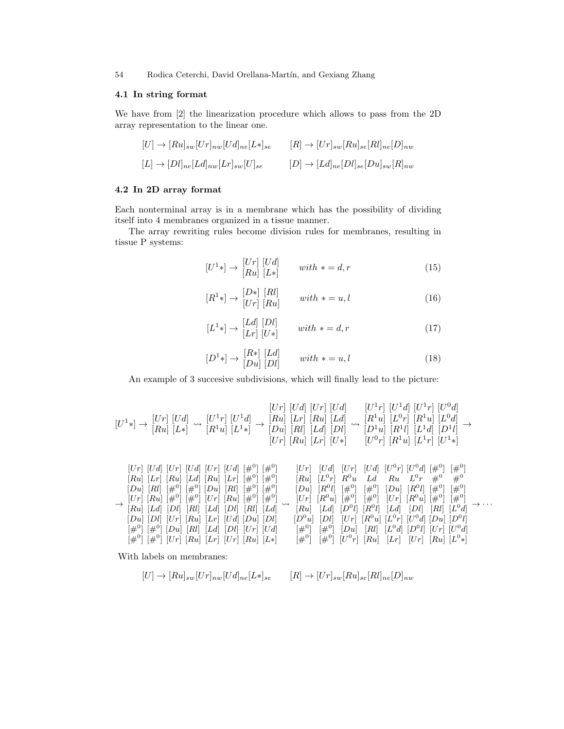### 4.1 In string format

We have from [2] the linearization procedure which allows to pass from the 2D array representation to the linear one.

$$[U] \to [Ru]_{sw}[Ur]_{nw}[Ud]_{ne}[L*]_{se} \qquad [R] \to [Ur]_{sw}[Ru]_{se}[Rl]_{ne}[D]_{nw}$$

$$[L] \to [Dl]_{ne}[Ld]_{nw}[Lr]_{sw}[U]_{se} \qquad [D] \to [Ld]_{ne}[Dl]_{se}[Du]_{sw}[R]_{nw}$$

### 4.2 In 2D array format

Each nonterminal array is in a membrane which has the possibility of dividing itself into 4 membranes organized in a tissue manner.

The array rewriting rules become division rules for membranes, resulting in tissue P systems:

$$[U^1*] \to \begin{matrix}[Ur] & [Ud] \\ [Ru] & [L*]\end{matrix} \qquad with\ * = d, r \tag{15}$$

$$[R^1*] \to \begin{matrix}[D*] & [Rl] \\ [Ur] & [Ru]\end{matrix} \qquad with\ * = u, l \tag{16}$$

$$[L^1*] \to \begin{matrix}[Ld] & [Dl] \\ [Lr] & [U*]\end{matrix} \qquad with\ * = d, r \tag{17}$$

$$[D^1*] \to \begin{matrix}[R*] & [Ld] \\ [Du] & [Dl]\end{matrix} \qquad with\ * = u, l \tag{18}$$

An example of 3 succesive subdivisions, which will finally lead to the picture:

$$[U^1*] \to \begin{matrix}[Ur] & [Ud] \\ [Ru] & [L*]\end{matrix} \rightsquigarrow \begin{matrix}[U^1r] & [U^1d] \\ [R^1u] & [L^1*]\end{matrix} \to \begin{matrix}[Ur] & [Ud] & [Ur] & [Ud] \\ [Ru] & [Lr] & [Ru] & [Ld] \\ [Du] & [Rl] & [Ld] & [Dl] \\ [Ur] & [Ru] & [Lr] & [U*]\end{matrix} \rightsquigarrow \begin{matrix}[U^1r] & [U^1d] & [U^1r] & [U^0d] \\ [R^1u] & [L^0r] & [R^1u] & [L^0d] \\ [D^1u] & [R^1l] & [L^1d] & [D^1l] \\ [U^0r] & [R^1u] & [L^1r] & [U^1*]\end{matrix} \to$$

$$\to \begin{matrix}[Ur] & [Ud] & [Ur] & [Ud] & [Ur] & [Ud] & [\#^0] & [\#^0] \\ [Ru] & [Lr] & [Ru] & [Ld] & [Ru] & [Lr] & [\#^0] & [\#^0] \\ [Du] & [Rl] & [\#^0] & [\#^0] & [Du] & [Rl] & [\#^0] & [\#^0] \\ [Ur] & [Ru] & [\#^0] & [\#^0] & [Ur] & [Ru] & [\#^0] & [\#^0] \\ [Ru] & [Ld] & [Dl] & [Rl] & [Ld] & [Dl] & [Rl] & [Ld] \\ [Du] & [Dl] & [Ur] & [Ru] & [Lr] & [Ud] & [Du] & [Dl] \\ [\#^0] & [\#^0] & [Du] & [Rl] & [Ld] & [Dl] & [Ur] & [Ud] \\ [\#^0] & [\#^0] & [Ur] & [Ru] & [Lr] & [Ur] & [Ru] & [L*]\end{matrix} \rightsquigarrow \begin{matrix}[Ur] & [Ud] & [Ur] & [Ud] & [U^0r] & [U^0d] & [\#^0] & [\#^0] \\ [Ru] & [L^0r] & R^0u & Ld & Ru & L^0r & \#^0 & \#^0 \\ [Du] & [R^0l] & [\#^0] & [\#^0] & [Du] & [R^0l] & [\#^0] & [\#^0] \\ [Ur] & [R^0u] & [\#^0] & [\#^0] & [Ur] & [R^0u] & [\#^0] & [\#^0] \\ [Ru] & [Ld] & [D^0l] & [R^0l] & [Ld] & [Dl] & [Rl] & [L^0d] \\ [D^0u] & [Dl] & [Ur] & [R^0u] & [L^0r] & [U^0d] & [Du] & [D^0l] \\ [\#^0] & [\#^0] & [Du] & [Rl] & [L^0d] & [D^0l] & [Ur] & [U^0d] \\ [\#^0] & [\#^0] & [U^0r] & [Ru] & [Lr] & [Ur] & [Ru] & [L^0*]\end{matrix} \to \cdots$$

With labels on membranes:

$$[U] \to [Ru]_{sw}[Ur]_{nw}[Ud]_{ne}[L*]_{se} \qquad [R] \to [Ur]_{sw}[Ru]_{se}[Rl]_{ne}[D]_{nw}$$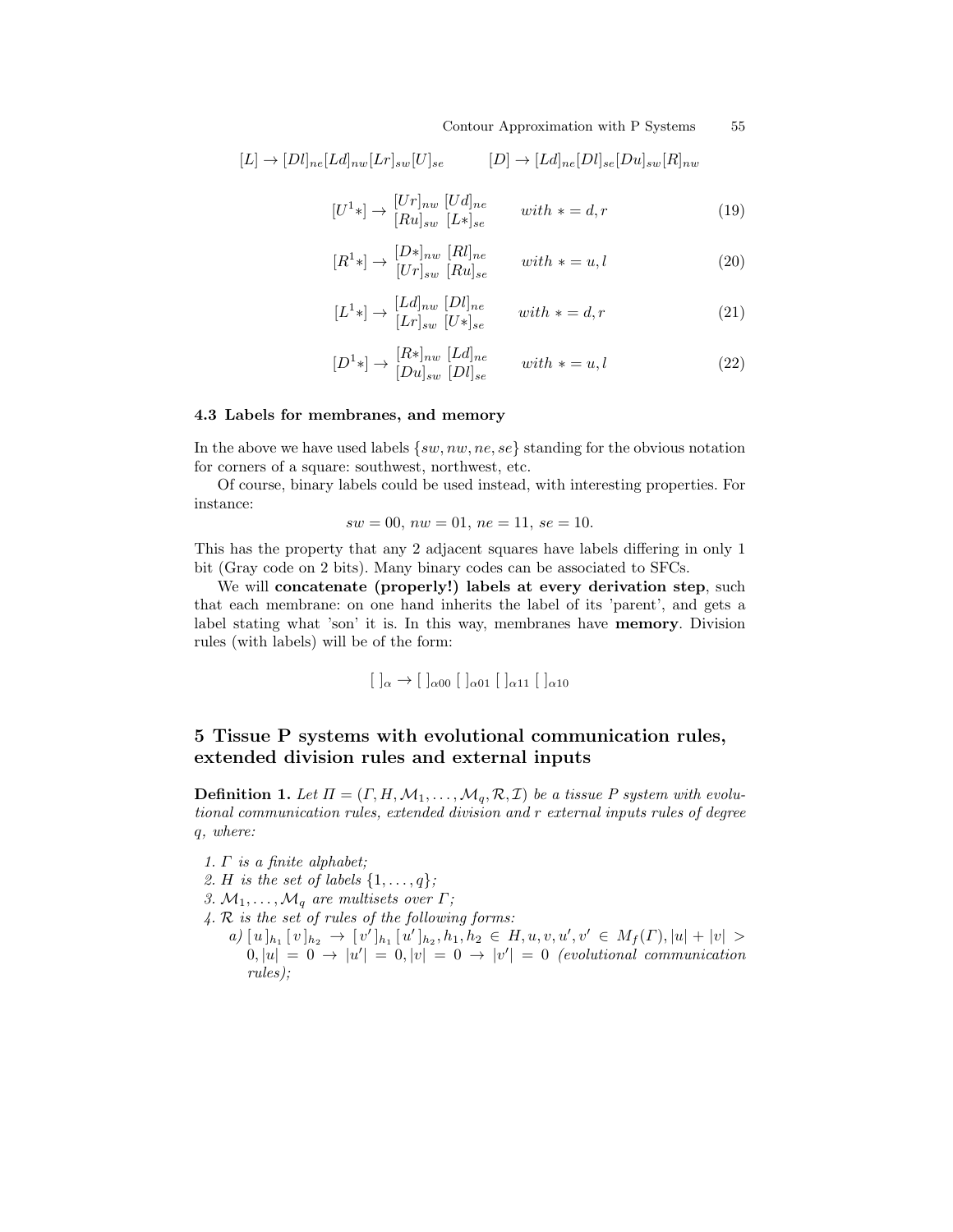$$[L] \to [Dl]_{ne}[Ld]_{nw}[Lr]_{sw}[U]_{se} \qquad [D] \to [Ld]_{ne}[Dl]_{se}[Du]_{sw}[R]_{nw}$$

$$[U^1*] \to \begin{matrix}[Ur]_{nw} & [Ud]_{ne} \\ [Ru]_{sw} & [L*]_{se}\end{matrix} \qquad with\ * = d, r \tag{19}$$

$$[R^1*] \to \begin{matrix}[D*]_{nw} & [Rl]_{ne} \\ [Ur]_{sw} & [Ru]_{se}\end{matrix} \qquad with\ * = u, l \tag{20}$$

$$[L^1*] \to \begin{matrix}[Ld]_{nw} & [Dl]_{ne} \\ [Lr]_{sw} & [U*]_{se}\end{matrix} \qquad with\ * = d, r \tag{21}$$

$$[D^1*] \to \begin{matrix}[R*]_{nw} & [Ld]_{ne} \\ [Du]_{sw} & [Dl]_{se}\end{matrix} \qquad with\ * = u, l \tag{22}$$

### 4.3 Labels for membranes, and memory

In the above we have used labels $\{sw, nw, ne, se\}$ standing for the obvious notation for corners of a square: southwest, northwest, etc.

Of course, binary labels could be used instead, with interesting properties. For instance:

$$sw = 00,\ nw = 01,\ ne = 11,\ se = 10.$$

This has the property that any 2 adjacent squares have labels differing in only 1 bit (Gray code on 2 bits). Many binary codes can be associated to SFCs.

We will **concatenate (properly!) labels at every derivation step**, such that each membrane: on one hand inherits the label of its 'parent', and gets a label stating what 'son' it is. In this way, membranes have **memory**. Division rules (with labels) will be of the form:

$$[\ ]_{\alpha} \to [\ ]_{\alpha 00}\ [\ ]_{\alpha 01}\ [\ ]_{\alpha 11}\ [\ ]_{\alpha 10}$$

## 5 Tissue P systems with evolutional communication rules, extended division rules and external inputs

**Definition 1.** *Let $\Pi = (\Gamma, H, \mathcal{M}_1, \ldots, \mathcal{M}_q, \mathcal{R}, \mathcal{I})$ be a tissue P system with evolutional communication rules, extended division and r external inputs rules of degree q, where:*

1. *$\Gamma$ is a finite alphabet;*
2. *$H$ is the set of labels $\{1, \ldots, q\}$;*
3. *$\mathcal{M}_1, \ldots, \mathcal{M}_q$ are multisets over $\Gamma$;*
4. *$\mathcal{R}$ is the set of rules of the following forms:*
   a) *$[\,u\,]_{h_1}[\,v\,]_{h_2} \to [\,v'\,]_{h_1}[\,u'\,]_{h_2}, h_1, h_2 \in H, u, v, u', v' \in M_f(\Gamma), |u| + |v| > 0, |u| = 0 \to |u'| = 0, |v| = 0 \to |v'| = 0$ (evolutional communication rules);*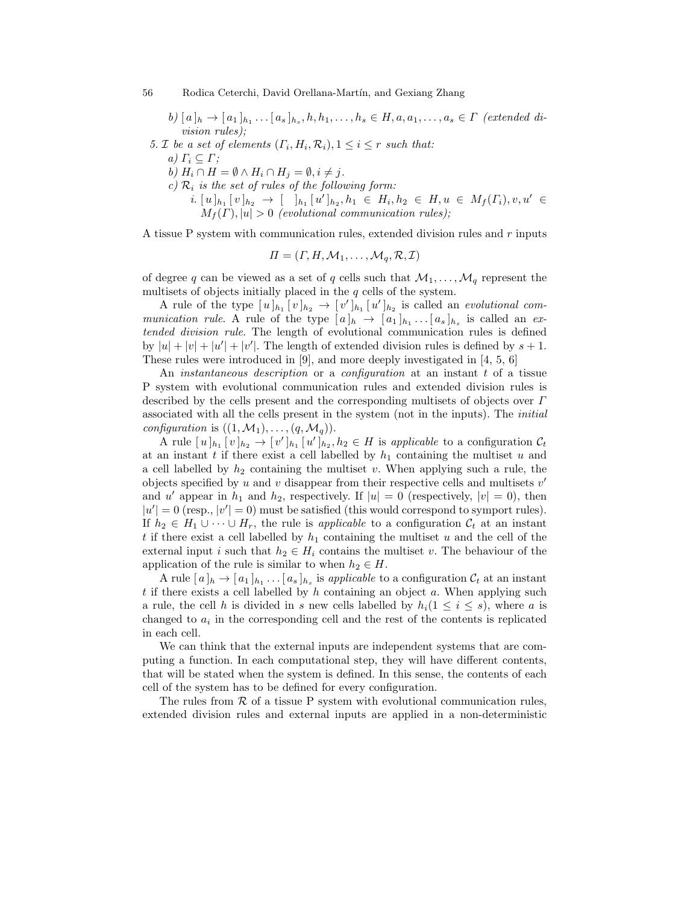b) $[\,a\,]_h \rightarrow [\,a_1\,]_{h_1} \ldots [\,a_s\,]_{h_s}, h, h_1, \ldots, h_s \in H, a, a_1, \ldots, a_s \in \Gamma$ *(extended division rules);*

5. $\mathcal{I}$ *be a set of elements* $(\Gamma_i, H_i, \mathcal{R}_i), 1 \leq i \leq r$ *such that:*
   a) $\Gamma_i \subseteq \Gamma$;
   b) $H_i \cap H = \emptyset \wedge H_i \cap H_j = \emptyset, i \neq j$.
   c) $\mathcal{R}_i$ *is the set of rules of the following form:*
      i. $[\,u\,]_{h_1} [\,v\,]_{h_2} \rightarrow [\quad]_{h_1} [\,u'\,]_{h_2}, h_1 \in H_i, h_2 \in H, u \in M_f(\Gamma_i), v, u' \in M_f(\Gamma), |u| > 0$ *(evolutional communication rules);*

A tissue P system with communication rules, extended division rules and $r$ inputs

$$\Pi = (\Gamma, H, \mathcal{M}_1, \ldots, \mathcal{M}_q, \mathcal{R}, \mathcal{I})$$

of degree $q$ can be viewed as a set of $q$ cells such that $\mathcal{M}_1, \ldots, \mathcal{M}_q$ represent the multisets of objects initially placed in the $q$ cells of the system.

A rule of the type $[\,u\,]_{h_1} [\,v\,]_{h_2} \rightarrow [\,v'\,]_{h_1} [\,u'\,]_{h_2}$ is called an *evolutional communication rule*. A rule of the type $[\,a\,]_h \rightarrow [\,a_1\,]_{h_1} \ldots [\,a_s\,]_{h_s}$ is called an *extended division rule*. The length of evolutional communication rules is defined by $|u| + |v| + |u'| + |v'|$. The length of extended division rules is defined by $s + 1$. These rules were introduced in [9], and more deeply investigated in [4, 5, 6]

An *instantaneous description* or a *configuration* at an instant $t$ of a tissue P system with evolutional communication rules and extended division rules is described by the cells present and the corresponding multisets of objects over $\Gamma$ associated with all the cells present in the system (not in the inputs). The *initial configuration* is $((1, \mathcal{M}_1), \ldots, (q, \mathcal{M}_q))$.

A rule $[\,u\,]_{h_1} [\,v\,]_{h_2} \rightarrow [\,v'\,]_{h_1} [\,u'\,]_{h_2}, h_2 \in H$ is *applicable* to a configuration $\mathcal{C}_t$ at an instant $t$ if there exist a cell labelled by $h_1$ containing the multiset $u$ and a cell labelled by $h_2$ containing the multiset $v$. When applying such a rule, the objects specified by $u$ and $v$ disappear from their respective cells and multisets $v'$ and $u'$ appear in $h_1$ and $h_2$, respectively. If $|u| = 0$ (respectively, $|v| = 0$), then $|u'| = 0$ (resp., $|v'| = 0$) must be satisfied (this would correspond to symport rules). If $h_2 \in H_1 \cup \cdots \cup H_r$, the rule is *applicable* to a configuration $\mathcal{C}_t$ at an instant $t$ if there exist a cell labelled by $h_1$ containing the multiset $u$ and the cell of the external input $i$ such that $h_2 \in H_i$ contains the multiset $v$. The behaviour of the application of the rule is similar to when $h_2 \in H$.

A rule $[\,a\,]_h \rightarrow [\,a_1\,]_{h_1} \ldots [\,a_s\,]_{h_s}$ is *applicable* to a configuration $\mathcal{C}_t$ at an instant $t$ if there exists a cell labelled by $h$ containing an object $a$. When applying such a rule, the cell $h$ is divided in $s$ new cells labelled by $h_i (1 \leq i \leq s)$, where $a$ is changed to $a_i$ in the corresponding cell and the rest of the contents is replicated in each cell.

We can think that the external inputs are independent systems that are computing a function. In each computational step, they will have different contents, that will be stated when the system is defined. In this sense, the contents of each cell of the system has to be defined for every configuration.

The rules from $\mathcal{R}$ of a tissue P system with evolutional communication rules, extended division rules and external inputs are applied in a non-deterministic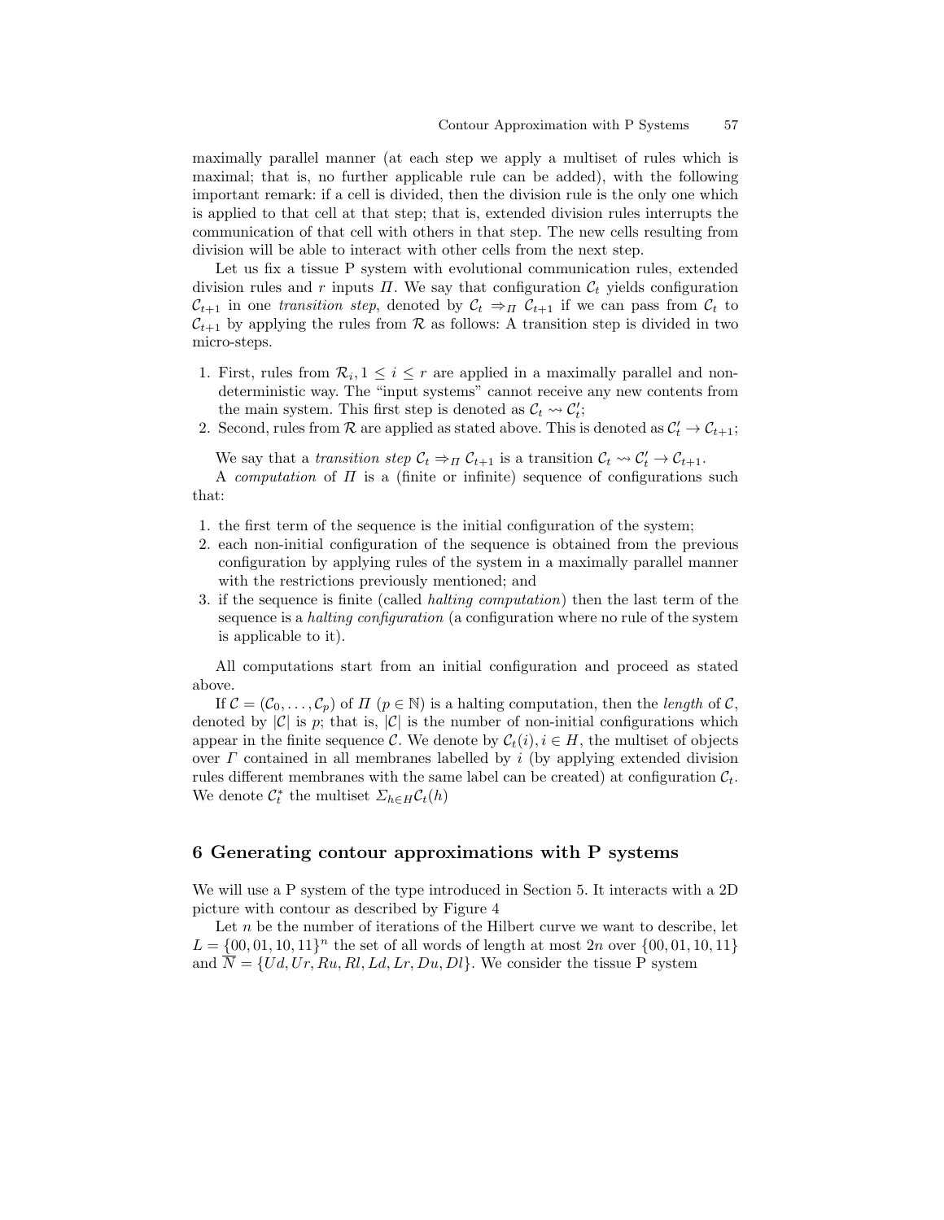maximally parallel manner (at each step we apply a multiset of rules which is maximal; that is, no further applicable rule can be added), with the following important remark: if a cell is divided, then the division rule is the only one which is applied to that cell at that step; that is, extended division rules interrupts the communication of that cell with others in that step. The new cells resulting from division will be able to interact with other cells from the next step.

Let us fix a tissue P system with evolutional communication rules, extended division rules and $r$ inputs $\Pi$. We say that configuration $\mathcal{C}_t$ yields configuration $\mathcal{C}_{t+1}$ in one *transition step*, denoted by $\mathcal{C}_t \Rightarrow_\Pi \mathcal{C}_{t+1}$ if we can pass from $\mathcal{C}_t$ to $\mathcal{C}_{t+1}$ by applying the rules from $\mathcal{R}$ as follows: A transition step is divided in two micro-steps.

1. First, rules from $\mathcal{R}_i, 1 \leq i \leq r$ are applied in a maximally parallel and non-deterministic way. The "input systems" cannot receive any new contents from the main system. This first step is denoted as $\mathcal{C}_t \rightsquigarrow \mathcal{C}'_t$;
2. Second, rules from $\mathcal{R}$ are applied as stated above. This is denoted as $\mathcal{C}'_t \to \mathcal{C}_{t+1}$;

We say that a *transition step* $\mathcal{C}_t \Rightarrow_\Pi \mathcal{C}_{t+1}$ is a transition $\mathcal{C}_t \rightsquigarrow \mathcal{C}'_t \to \mathcal{C}_{t+1}$.

A *computation* of $\Pi$ is a (finite or infinite) sequence of configurations such that:

1. the first term of the sequence is the initial configuration of the system;
2. each non-initial configuration of the sequence is obtained from the previous configuration by applying rules of the system in a maximally parallel manner with the restrictions previously mentioned; and
3. if the sequence is finite (called *halting computation*) then the last term of the sequence is a *halting configuration* (a configuration where no rule of the system is applicable to it).

All computations start from an initial configuration and proceed as stated above.

If $\mathcal{C} = (\mathcal{C}_0, \dots, \mathcal{C}_p)$ of $\Pi$ ($p \in \mathbb{N}$) is a halting computation, then the *length* of $\mathcal{C}$, denoted by $|\mathcal{C}|$ is $p$; that is, $|\mathcal{C}|$ is the number of non-initial configurations which appear in the finite sequence $\mathcal{C}$. We denote by $\mathcal{C}_t(i), i \in H$, the multiset of objects over $\Gamma$ contained in all membranes labelled by $i$ (by applying extended division rules different membranes with the same label can be created) at configuration $\mathcal{C}_t$. We denote $\mathcal{C}^*_t$ the multiset $\Sigma_{h \in H} \mathcal{C}_t(h)$

## 6 Generating contour approximations with P systems

We will use a P system of the type introduced in Section 5. It interacts with a 2D picture with contour as described by Figure 4

Let $n$ be the number of iterations of the Hilbert curve we want to describe, let $L = \{00, 01, 10, 11\}^n$ the set of all words of length at most $2n$ over $\{00, 01, 10, 11\}$ and $\overline{N} = \{Ud, Ur, Ru, Rl, Ld, Lr, Du, Dl\}$. We consider the tissue P system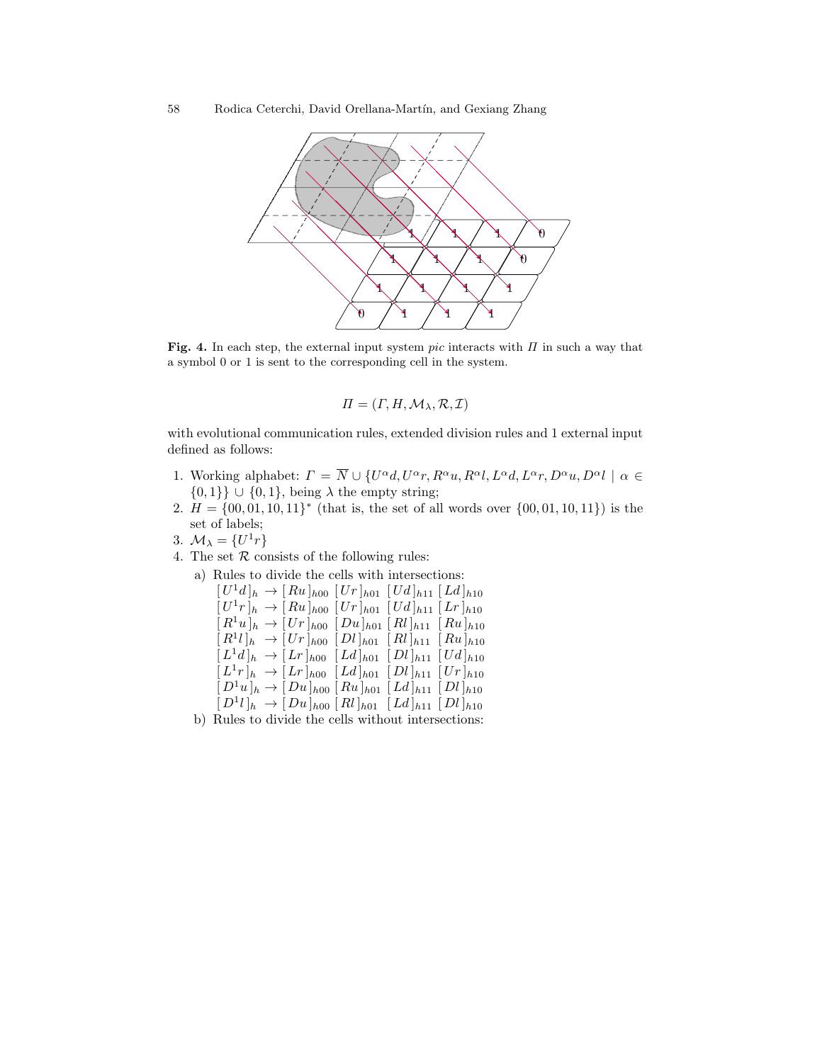**Fig. 4.** In each step, the external input system *pic* interacts with $\Pi$ in such a way that a symbol 0 or 1 is sent to the corresponding cell in the system.

$$\Pi = (\Gamma, H, \mathcal{M}_\lambda, \mathcal{R}, \mathcal{I})$$

with evolutional communication rules, extended division rules and 1 external input defined as follows:

1. Working alphabet: $\Gamma = \overline{N} \cup \{U^\alpha d, U^\alpha r, R^\alpha u, R^\alpha l, L^\alpha d, L^\alpha r, D^\alpha u, D^\alpha l \mid \alpha \in \{0,1\}\} \cup \{0,1\}$, being $\lambda$ the empty string;
2. $H = \{00, 01, 10, 11\}^*$ (that is, the set of all words over $\{00, 01, 10, 11\}$) is the set of labels;
3. $\mathcal{M}_\lambda = \{U^1 r\}$
4. The set $\mathcal{R}$ consists of the following rules:
   a) Rules to divide the cells with intersections:
      $[U^1 d]_h \rightarrow [Ru]_{h00}\ [Ur]_{h01}\ [Ud]_{h11}\ [Ld]_{h10}$
      $[U^1 r]_h \rightarrow [Ru]_{h00}\ [Ur]_{h01}\ [Ud]_{h11}\ [Lr]_{h10}$
      $[R^1 u]_h \rightarrow [Ur]_{h00}\ [Du]_{h01}\ [Rl]_{h11}\ [Ru]_{h10}$
      $[R^1 l]_h \rightarrow [Ur]_{h00}\ [Dl]_{h01}\ [Rl]_{h11}\ [Ru]_{h10}$
      $[L^1 d]_h \rightarrow [Lr]_{h00}\ [Ld]_{h01}\ [Dl]_{h11}\ [Ud]_{h10}$
      $[L^1 r]_h \rightarrow [Lr]_{h00}\ [Ld]_{h01}\ [Dl]_{h11}\ [Ur]_{h10}$
      $[D^1 u]_h \rightarrow [Du]_{h00}\ [Ru]_{h01}\ [Ld]_{h11}\ [Dl]_{h10}$
      $[D^1 l]_h \rightarrow [Du]_{h00}\ [Rl]_{h01}\ [Ld]_{h11}\ [Dl]_{h10}$
   b) Rules to divide the cells without intersections: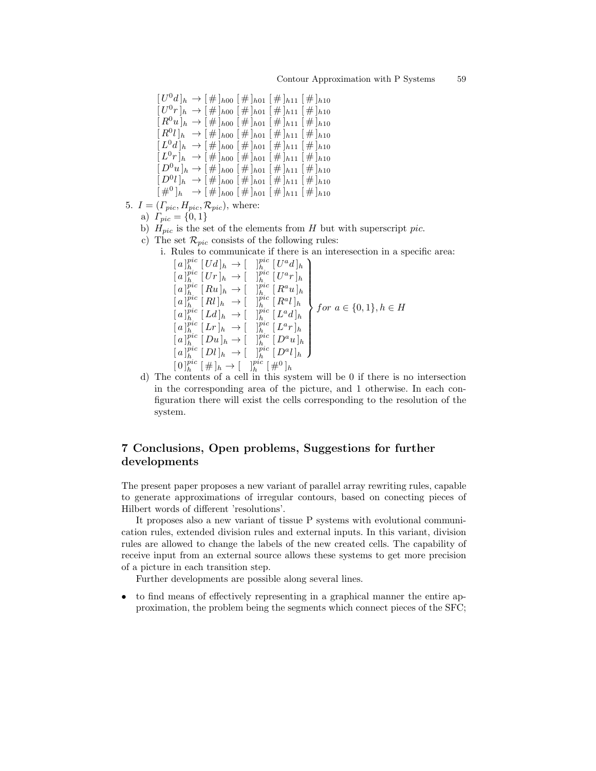$$[\,U^0 d\,]_h \rightarrow [\,\#\,]_{h00}\,[\,\#\,]_{h01}\,[\,\#\,]_{h11}\,[\,\#\,]_{h10}$$
$$[\,U^0 r\,]_h \rightarrow [\,\#\,]_{h00}\,[\,\#\,]_{h01}\,[\,\#\,]_{h11}\,[\,\#\,]_{h10}$$
$$[\,R^0 u\,]_h \rightarrow [\,\#\,]_{h00}\,[\,\#\,]_{h01}\,[\,\#\,]_{h11}\,[\,\#\,]_{h10}$$
$$[\,R^0 l\,]_h \rightarrow [\,\#\,]_{h00}\,[\,\#\,]_{h01}\,[\,\#\,]_{h11}\,[\,\#\,]_{h10}$$
$$[\,L^0 d\,]_h \rightarrow [\,\#\,]_{h00}\,[\,\#\,]_{h01}\,[\,\#\,]_{h11}\,[\,\#\,]_{h10}$$
$$[\,L^0 r\,]_h \rightarrow [\,\#\,]_{h00}\,[\,\#\,]_{h01}\,[\,\#\,]_{h11}\,[\,\#\,]_{h10}$$
$$[\,D^0 u\,]_h \rightarrow [\,\#\,]_{h00}\,[\,\#\,]_{h01}\,[\,\#\,]_{h11}\,[\,\#\,]_{h10}$$
$$[\,D^0 l\,]_h \rightarrow [\,\#\,]_{h00}\,[\,\#\,]_{h01}\,[\,\#\,]_{h11}\,[\,\#\,]_{h10}$$
$$[\,\#^0\,]_h \rightarrow [\,\#\,]_{h00}\,[\,\#\,]_{h01}\,[\,\#\,]_{h11}\,[\,\#\,]_{h10}$$

5. $I = (\Gamma_{pic}, H_{pic}, \mathcal{R}_{pic})$, where:
   a) $\Gamma_{pic} = \{0, 1\}$
   b) $H_{pic}$ is the set of the elements from $H$ but with superscript *pic*.
   c) The set $\mathcal{R}_{pic}$ consists of the following rules:
      i. Rules to communicate if there is an interesection in a specific area:

$$\left.\begin{array}{l}
[\,a\,]_h^{pic}\,[\,Ud\,]_h \rightarrow [\;\;]_h^{pic}\,[\,U^a d\,]_h \\
[\,a\,]_h^{pic}\,[\,Ur\,]_h \rightarrow [\;\;]_h^{pic}\,[\,U^a r\,]_h \\
[\,a\,]_h^{pic}\,[\,Ru\,]_h \rightarrow [\;\;]_h^{pic}\,[\,R^a u\,]_h \\
[\,a\,]_h^{pic}\,[\,Rl\,]_h \rightarrow [\;\;]_h^{pic}\,[\,R^a l\,]_h \\
[\,a\,]_h^{pic}\,[\,Ld\,]_h \rightarrow [\;\;]_h^{pic}\,[\,L^a d\,]_h \\
[\,a\,]_h^{pic}\,[\,Lr\,]_h \rightarrow [\;\;]_h^{pic}\,[\,L^a r\,]_h \\
[\,a\,]_h^{pic}\,[\,Du\,]_h \rightarrow [\;\;]_h^{pic}\,[\,D^a u\,]_h \\
[\,a\,]_h^{pic}\,[\,Dl\,]_h \rightarrow [\;\;]_h^{pic}\,[\,D^a l\,]_h
\end{array}\right\} for\ a \in \{0,1\}, h \in H$$

$$[\,0\,]_h^{pic}\,[\,\#\,]_h \rightarrow [\;\;]_h^{pic}\,[\,\#^0\,]_h$$

   d) The contents of a cell in this system will be 0 if there is no intersection in the corresponding area of the picture, and 1 otherwise. In each configuration there will exist the cells corresponding to the resolution of the system.

## 7 Conclusions, Open problems, Suggestions for further developments

The present paper proposes a new variant of parallel array rewriting rules, capable to generate approximations of irregular contours, based on conecting pieces of Hilbert words of different 'resolutions'.

It proposes also a new variant of tissue P systems with evolutional communication rules, extended division rules and external inputs. In this variant, division rules are allowed to change the labels of the new created cells. The capability of receive input from an external source allows these systems to get more precision of a picture in each transition step.

Further developments are possible along several lines.

- to find means of effectively representing in a graphical manner the entire approximation, the problem being the segments which connect pieces of the SFC;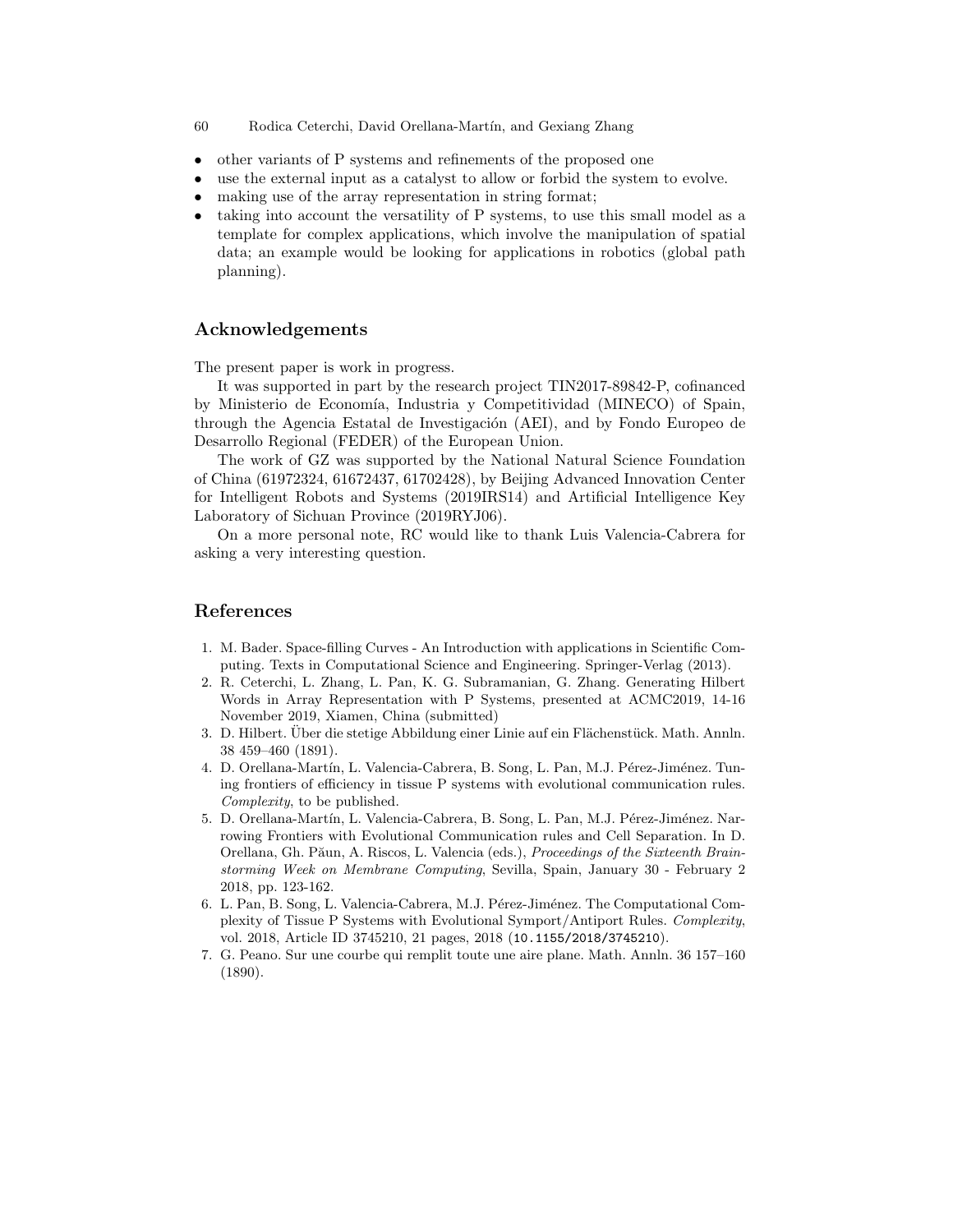- other variants of P systems and refinements of the proposed one
- use the external input as a catalyst to allow or forbid the system to evolve.
- making use of the array representation in string format;
- taking into account the versatility of P systems, to use this small model as a template for complex applications, which involve the manipulation of spatial data; an example would be looking for applications in robotics (global path planning).

## Acknowledgements

The present paper is work in progress.

It was supported in part by the research project TIN2017-89842-P, cofinanced by Ministerio de Economía, Industria y Competitividad (MINECO) of Spain, through the Agencia Estatal de Investigación (AEI), and by Fondo Europeo de Desarrollo Regional (FEDER) of the European Union.

The work of GZ was supported by the National Natural Science Foundation of China (61972324, 61672437, 61702428), by Beijing Advanced Innovation Center for Intelligent Robots and Systems (2019IRS14) and Artificial Intelligence Key Laboratory of Sichuan Province (2019RYJ06).

On a more personal note, RC would like to thank Luis Valencia-Cabrera for asking a very interesting question.

## References

1. M. Bader. Space-filling Curves - An Introduction with applications in Scientific Computing. Texts in Computational Science and Engineering. Springer-Verlag (2013).
2. R. Ceterchi, L. Zhang, L. Pan, K. G. Subramanian, G. Zhang. Generating Hilbert Words in Array Representation with P Systems, presented at ACMC2019, 14-16 November 2019, Xiamen, China (submitted)
3. D. Hilbert. Über die stetige Abbildung einer Linie auf ein Flächenstück. Math. Annln. 38 459–460 (1891).
4. D. Orellana-Martín, L. Valencia-Cabrera, B. Song, L. Pan, M.J. Pérez-Jiménez. Tuning frontiers of efficiency in tissue P systems with evolutional communication rules. *Complexity*, to be published.
5. D. Orellana-Martín, L. Valencia-Cabrera, B. Song, L. Pan, M.J. Pérez-Jiménez. Narrowing Frontiers with Evolutional Communication rules and Cell Separation. In D. Orellana, Gh. Păun, A. Riscos, L. Valencia (eds.), *Proceedings of the Sixteenth Brainstorming Week on Membrane Computing*, Sevilla, Spain, January 30 - February 2 2018, pp. 123-162.
6. L. Pan, B. Song, L. Valencia-Cabrera, M.J. Pérez-Jiménez. The Computational Complexity of Tissue P Systems with Evolutional Symport/Antiport Rules. *Complexity*, vol. 2018, Article ID 3745210, 21 pages, 2018 (10.1155/2018/3745210).
7. G. Peano. Sur une courbe qui remplit toute une aire plane. Math. Annln. 36 157–160 (1890).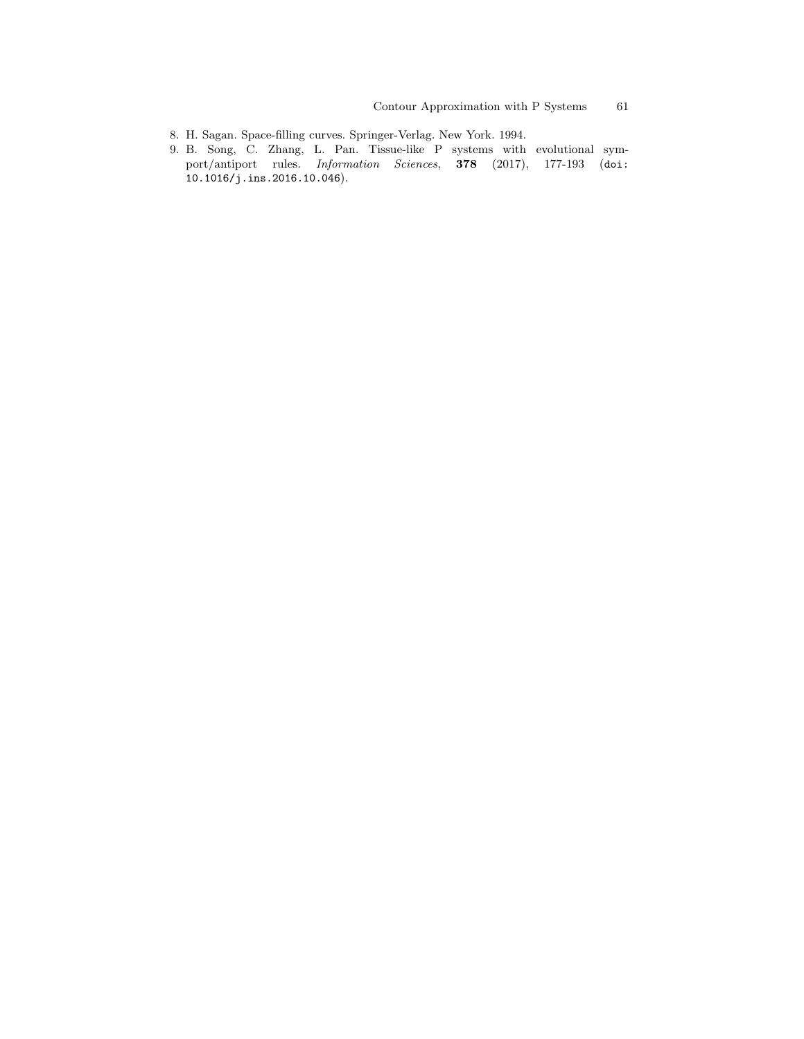8. H. Sagan. Space-filling curves. Springer-Verlag. New York. 1994.
9. B. Song, C. Zhang, L. Pan. Tissue-like P systems with evolutional symport/antiport rules. *Information Sciences*, **378** (2017), 177-193 (`doi: 10.1016/j.ins.2016.10.046`).